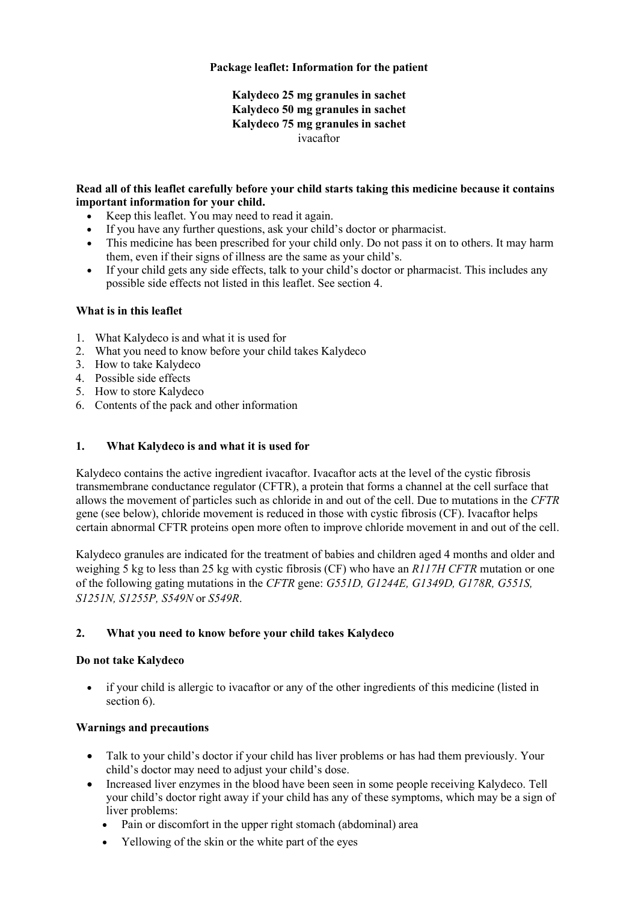**Package leaflet: Information for the patient**

**Kalydeco 25 mg granules in sachet**
**Kalydeco 50 mg granules in sachet**
**Kalydeco 75 mg granules in sachet**
ivacaftor

**Read all of this leaflet carefully before your child starts taking this medicine because it contains important information for your child.**

- Keep this leaflet. You may need to read it again.
- If you have any further questions, ask your child's doctor or pharmacist.
- This medicine has been prescribed for your child only. Do not pass it on to others. It may harm them, even if their signs of illness are the same as your child's.
- If your child gets any side effects, talk to your child's doctor or pharmacist. This includes any possible side effects not listed in this leaflet. See section 4.

**What is in this leaflet**

1. What Kalydeco is and what it is used for
2. What you need to know before your child takes Kalydeco
3. How to take Kalydeco
4. Possible side effects
5. How to store Kalydeco
6. Contents of the pack and other information

## 1. What Kalydeco is and what it is used for

Kalydeco contains the active ingredient ivacaftor. Ivacaftor acts at the level of the cystic fibrosis transmembrane conductance regulator (CFTR), a protein that forms a channel at the cell surface that allows the movement of particles such as chloride in and out of the cell. Due to mutations in the *CFTR* gene (see below), chloride movement is reduced in those with cystic fibrosis (CF). Ivacaftor helps certain abnormal CFTR proteins open more often to improve chloride movement in and out of the cell.

Kalydeco granules are indicated for the treatment of babies and children aged 4 months and older and weighing 5 kg to less than 25 kg with cystic fibrosis (CF) who have an *R117H CFTR* mutation or one of the following gating mutations in the *CFTR* gene: *G551D, G1244E, G1349D, G178R, G551S, S1251N, S1255P, S549N* or *S549R*.

## 2. What you need to know before your child takes Kalydeco

**Do not take Kalydeco**

- if your child is allergic to ivacaftor or any of the other ingredients of this medicine (listed in section 6).

**Warnings and precautions**

- Talk to your child's doctor if your child has liver problems or has had them previously. Your child's doctor may need to adjust your child's dose.
- Increased liver enzymes in the blood have been seen in some people receiving Kalydeco. Tell your child's doctor right away if your child has any of these symptoms, which may be a sign of liver problems:
  - Pain or discomfort in the upper right stomach (abdominal) area
  - Yellowing of the skin or the white part of the eyes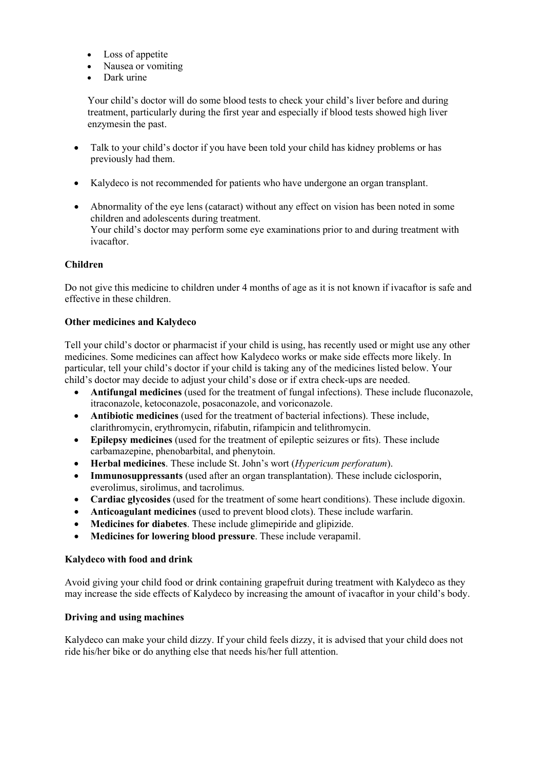- Loss of appetite
- Nausea or vomiting
- Dark urine

  Your child's doctor will do some blood tests to check your child's liver before and during treatment, particularly during the first year and especially if blood tests showed high liver enzymesin the past.

- Talk to your child's doctor if you have been told your child has kidney problems or has previously had them.

- Kalydeco is not recommended for patients who have undergone an organ transplant.

- Abnormality of the eye lens (cataract) without any effect on vision has been noted in some children and adolescents during treatment.
  Your child's doctor may perform some eye examinations prior to and during treatment with ivacaftor.

**Children**

Do not give this medicine to children under 4 months of age as it is not known if ivacaftor is safe and effective in these children.

**Other medicines and Kalydeco**

Tell your child's doctor or pharmacist if your child is using, has recently used or might use any other medicines. Some medicines can affect how Kalydeco works or make side effects more likely. In particular, tell your child's doctor if your child is taking any of the medicines listed below. Your child's doctor may decide to adjust your child's dose or if extra check-ups are needed.

- **Antifungal medicines** (used for the treatment of fungal infections). These include fluconazole, itraconazole, ketoconazole, posaconazole, and voriconazole.
- **Antibiotic medicines** (used for the treatment of bacterial infections). These include, clarithromycin, erythromycin, rifabutin, rifampicin and telithromycin.
- **Epilepsy medicines** (used for the treatment of epileptic seizures or fits). These include carbamazepine, phenobarbital, and phenytoin.
- **Herbal medicines**. These include St. John's wort (*Hypericum perforatum*).
- **Immunosuppressants** (used after an organ transplantation). These include ciclosporin, everolimus, sirolimus, and tacrolimus.
- **Cardiac glycosides** (used for the treatment of some heart conditions). These include digoxin.
- **Anticoagulant medicines** (used to prevent blood clots). These include warfarin.
- **Medicines for diabetes**. These include glimepiride and glipizide.
- **Medicines for lowering blood pressure**. These include verapamil.

**Kalydeco with food and drink**

Avoid giving your child food or drink containing grapefruit during treatment with Kalydeco as they may increase the side effects of Kalydeco by increasing the amount of ivacaftor in your child's body.

**Driving and using machines**

Kalydeco can make your child dizzy. If your child feels dizzy, it is advised that your child does not ride his/her bike or do anything else that needs his/her full attention.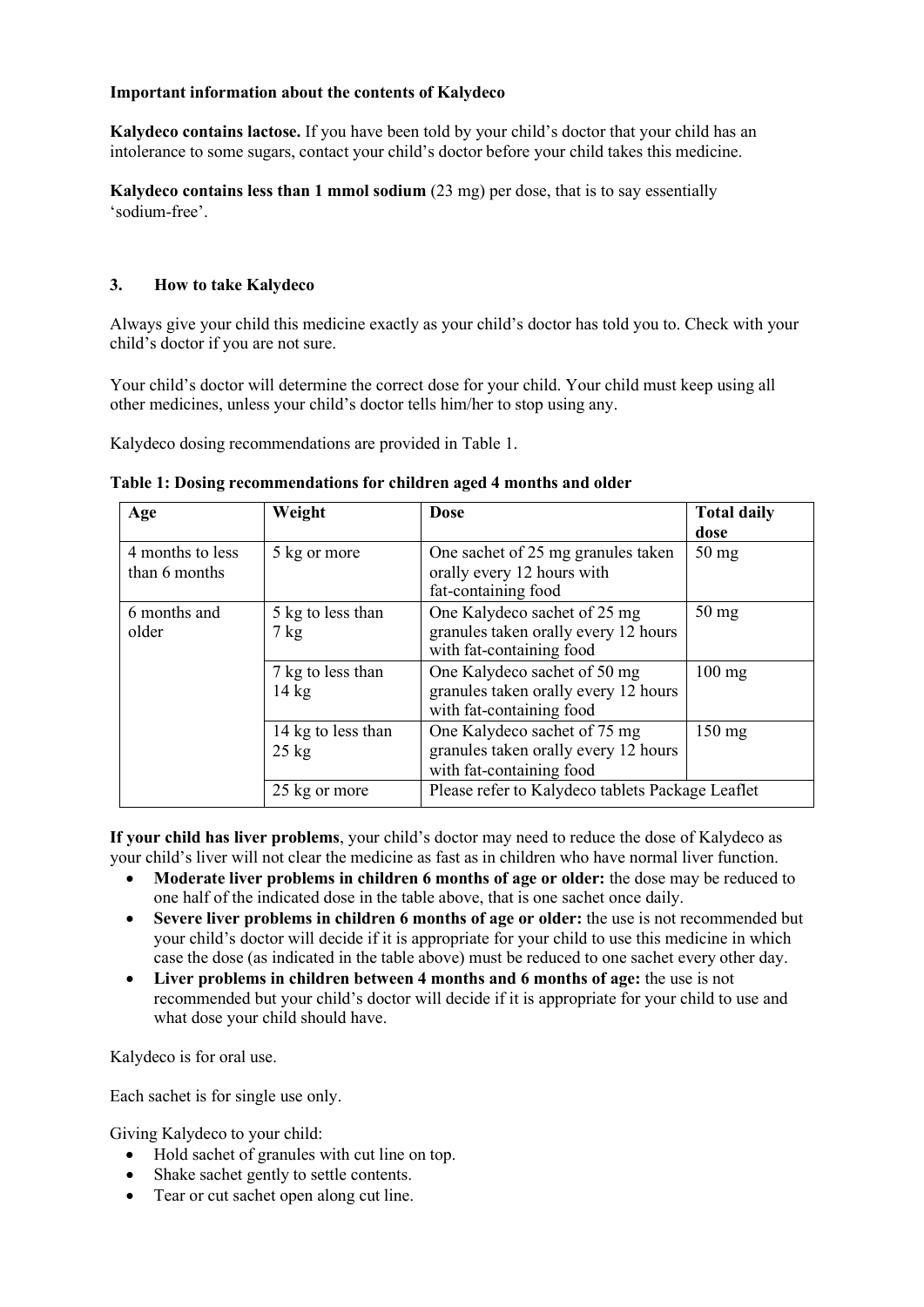**Important information about the contents of Kalydeco**

**Kalydeco contains lactose.** If you have been told by your child's doctor that your child has an intolerance to some sugars, contact your child's doctor before your child takes this medicine.

**Kalydeco contains less than 1 mmol sodium** (23 mg) per dose, that is to say essentially 'sodium-free'.

## 3. How to take Kalydeco

Always give your child this medicine exactly as your child's doctor has told you to. Check with your child's doctor if you are not sure.

Your child's doctor will determine the correct dose for your child. Your child must keep using all other medicines, unless your child's doctor tells him/her to stop using any.

Kalydeco dosing recommendations are provided in Table 1.

**Table 1: Dosing recommendations for children aged 4 months and older**

| Age | Weight | Dose | Total daily dose |
|---|---|---|---|
| 4 months to less than 6 months | 5 kg or more | One sachet of 25 mg granules taken orally every 12 hours with fat-containing food | 50 mg |
| 6 months and older | 5 kg to less than 7 kg | One Kalydeco sachet of 25 mg granules taken orally every 12 hours with fat-containing food | 50 mg |
| | 7 kg to less than 14 kg | One Kalydeco sachet of 50 mg granules taken orally every 12 hours with fat-containing food | 100 mg |
| | 14 kg to less than 25 kg | One Kalydeco sachet of 75 mg granules taken orally every 12 hours with fat-containing food | 150 mg |
| | 25 kg or more | Please refer to Kalydeco tablets Package Leaflet | |

**If your child has liver problems**, your child's doctor may need to reduce the dose of Kalydeco as your child's liver will not clear the medicine as fast as in children who have normal liver function.

- **Moderate liver problems in children 6 months of age or older:** the dose may be reduced to one half of the indicated dose in the table above, that is one sachet once daily.
- **Severe liver problems in children 6 months of age or older:** the use is not recommended but your child's doctor will decide if it is appropriate for your child to use this medicine in which case the dose (as indicated in the table above) must be reduced to one sachet every other day.
- **Liver problems in children between 4 months and 6 months of age:** the use is not recommended but your child's doctor will decide if it is appropriate for your child to use and what dose your child should have.

Kalydeco is for oral use.

Each sachet is for single use only.

Giving Kalydeco to your child:

- Hold sachet of granules with cut line on top.
- Shake sachet gently to settle contents.
- Tear or cut sachet open along cut line.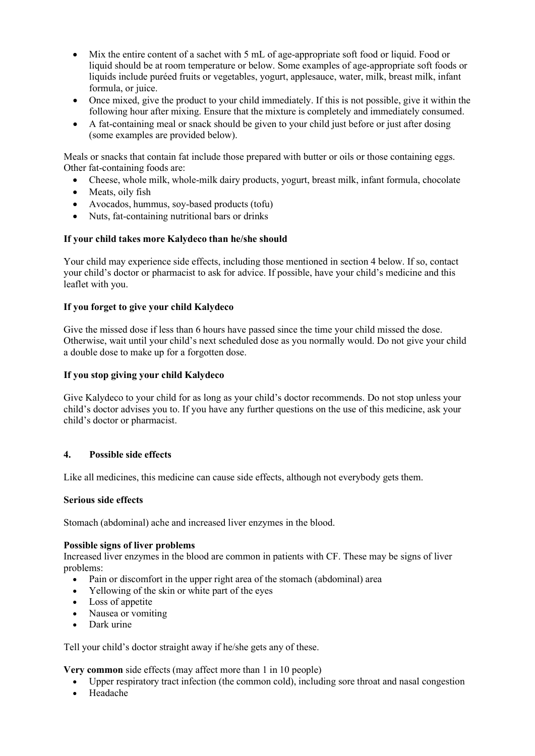- Mix the entire content of a sachet with 5 mL of age-appropriate soft food or liquid. Food or liquid should be at room temperature or below. Some examples of age-appropriate soft foods or liquids include puréed fruits or vegetables, yogurt, applesauce, water, milk, breast milk, infant formula, or juice.
- Once mixed, give the product to your child immediately. If this is not possible, give it within the following hour after mixing. Ensure that the mixture is completely and immediately consumed.
- A fat-containing meal or snack should be given to your child just before or just after dosing (some examples are provided below).

Meals or snacks that contain fat include those prepared with butter or oils or those containing eggs. Other fat-containing foods are:

- Cheese, whole milk, whole-milk dairy products, yogurt, breast milk, infant formula, chocolate
- Meats, oily fish
- Avocados, hummus, soy-based products (tofu)
- Nuts, fat-containing nutritional bars or drinks

**If your child takes more Kalydeco than he/she should**

Your child may experience side effects, including those mentioned in section 4 below. If so, contact your child's doctor or pharmacist to ask for advice. If possible, have your child's medicine and this leaflet with you.

**If you forget to give your child Kalydeco**

Give the missed dose if less than 6 hours have passed since the time your child missed the dose. Otherwise, wait until your child's next scheduled dose as you normally would. Do not give your child a double dose to make up for a forgotten dose.

**If you stop giving your child Kalydeco**

Give Kalydeco to your child for as long as your child's doctor recommends. Do not stop unless your child's doctor advises you to. If you have any further questions on the use of this medicine, ask your child's doctor or pharmacist.

## 4. Possible side effects

Like all medicines, this medicine can cause side effects, although not everybody gets them.

**Serious side effects**

Stomach (abdominal) ache and increased liver enzymes in the blood.

**Possible signs of liver problems**

Increased liver enzymes in the blood are common in patients with CF. These may be signs of liver problems:

- Pain or discomfort in the upper right area of the stomach (abdominal) area
- Yellowing of the skin or white part of the eyes
- Loss of appetite
- Nausea or vomiting
- Dark urine

Tell your child's doctor straight away if he/she gets any of these.

**Very common** side effects (may affect more than 1 in 10 people)

- Upper respiratory tract infection (the common cold), including sore throat and nasal congestion
- Headache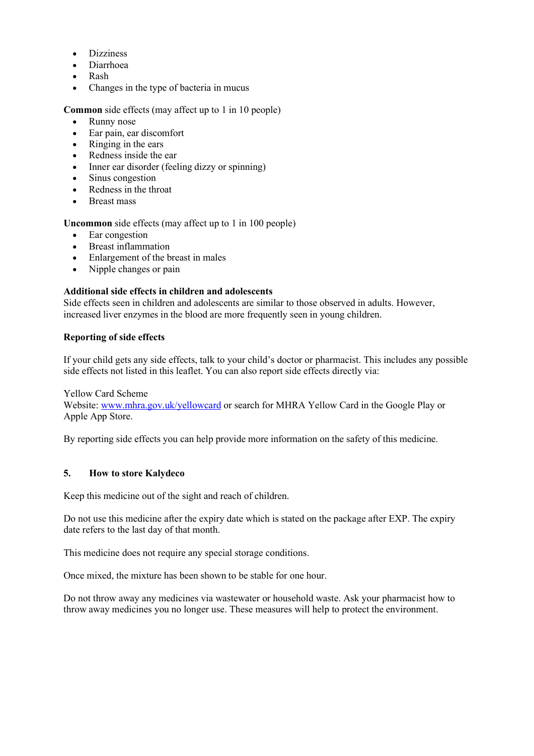- Dizziness
- Diarrhoea
- Rash
- Changes in the type of bacteria in mucus

**Common** side effects (may affect up to 1 in 10 people)

- Runny nose
- Ear pain, ear discomfort
- Ringing in the ears
- Redness inside the ear
- Inner ear disorder (feeling dizzy or spinning)
- Sinus congestion
- Redness in the throat
- Breast mass

**Uncommon** side effects (may affect up to 1 in 100 people)

- Ear congestion
- Breast inflammation
- Enlargement of the breast in males
- Nipple changes or pain

**Additional side effects in children and adolescents**

Side effects seen in children and adolescents are similar to those observed in adults. However, increased liver enzymes in the blood are more frequently seen in young children.

**Reporting of side effects**

If your child gets any side effects, talk to your child's doctor or pharmacist. This includes any possible side effects not listed in this leaflet. You can also report side effects directly via:

Yellow Card Scheme
Website: www.mhra.gov.uk/yellowcard or search for MHRA Yellow Card in the Google Play or Apple App Store.

By reporting side effects you can help provide more information on the safety of this medicine.

## 5. How to store Kalydeco

Keep this medicine out of the sight and reach of children.

Do not use this medicine after the expiry date which is stated on the package after EXP. The expiry date refers to the last day of that month.

This medicine does not require any special storage conditions.

Once mixed, the mixture has been shown to be stable for one hour.

Do not throw away any medicines via wastewater or household waste. Ask your pharmacist how to throw away medicines you no longer use. These measures will help to protect the environment.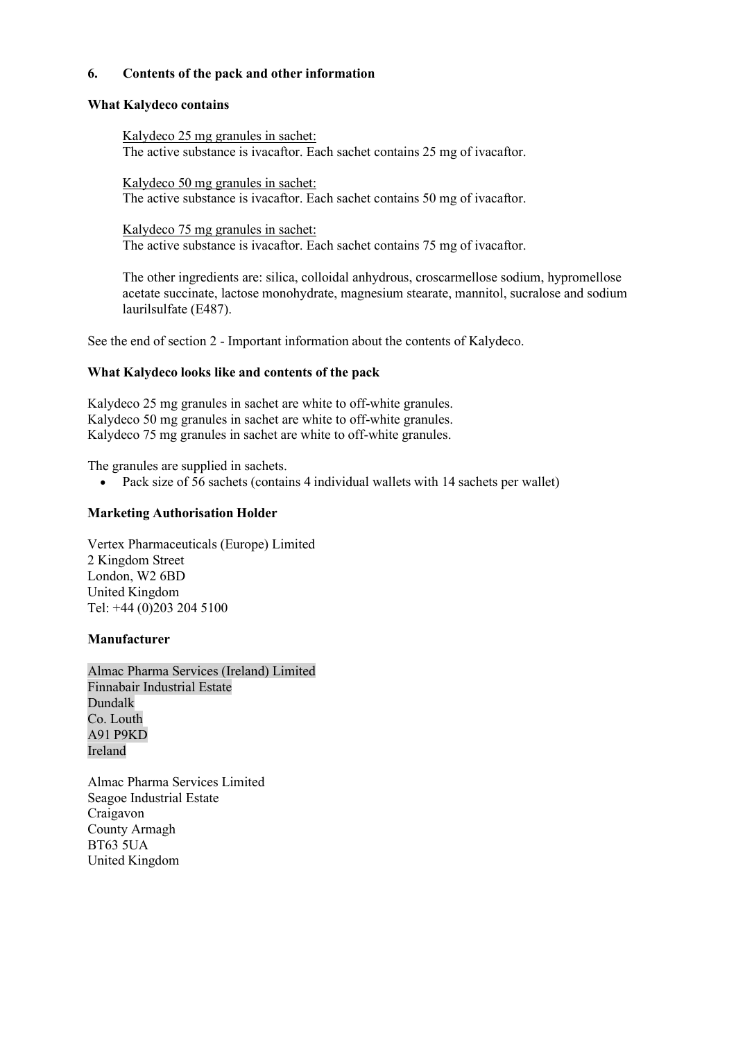## 6. Contents of the pack and other information

### What Kalydeco contains

Kalydeco 25 mg granules in sachet:
The active substance is ivacaftor. Each sachet contains 25 mg of ivacaftor.

Kalydeco 50 mg granules in sachet:
The active substance is ivacaftor. Each sachet contains 50 mg of ivacaftor.

Kalydeco 75 mg granules in sachet:
The active substance is ivacaftor. Each sachet contains 75 mg of ivacaftor.

The other ingredients are: silica, colloidal anhydrous, croscarmellose sodium, hypromellose acetate succinate, lactose monohydrate, magnesium stearate, mannitol, sucralose and sodium laurilsulfate (E487).

See the end of section 2 - Important information about the contents of Kalydeco.

### What Kalydeco looks like and contents of the pack

Kalydeco 25 mg granules in sachet are white to off-white granules.
Kalydeco 50 mg granules in sachet are white to off-white granules.
Kalydeco 75 mg granules in sachet are white to off-white granules.

The granules are supplied in sachets.

- Pack size of 56 sachets (contains 4 individual wallets with 14 sachets per wallet)

### Marketing Authorisation Holder

Vertex Pharmaceuticals (Europe) Limited
2 Kingdom Street
London, W2 6BD
United Kingdom
Tel: +44 (0)203 204 5100

### Manufacturer

Almac Pharma Services (Ireland) Limited
Finnabair Industrial Estate
Dundalk
Co. Louth
A91 P9KD
Ireland

Almac Pharma Services Limited
Seagoe Industrial Estate
Craigavon
County Armagh
BT63 5UA
United Kingdom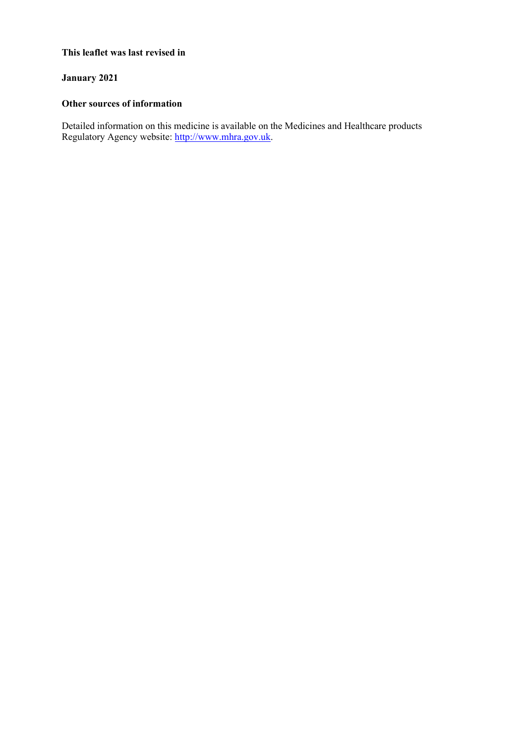**This leaflet was last revised in**

**January 2021**

**Other sources of information**

Detailed information on this medicine is available on the Medicines and Healthcare products Regulatory Agency website: http://www.mhra.gov.uk.